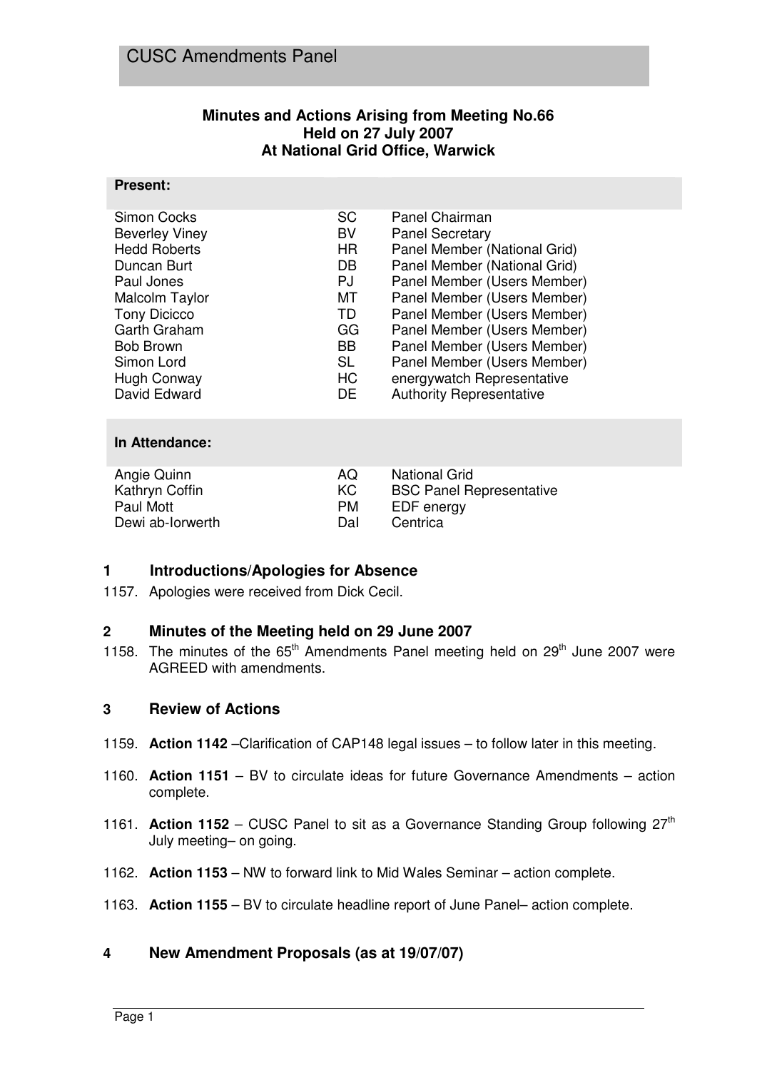# CUSC Amendments Panel

**Minutes and Actions Arising from Meeting No.66**
**Held on 27 July 2007**
**At National Grid Office, Warwick**

| **Present:** | | |
|---|---|---|
| Simon Cocks | SC | Panel Chairman |
| Beverley Viney | BV | Panel Secretary |
| Hedd Roberts | HR | Panel Member (National Grid) |
| Duncan Burt | DB | Panel Member (National Grid) |
| Paul Jones | PJ | Panel Member (Users Member) |
| Malcolm Taylor | MT | Panel Member (Users Member) |
| Tony Dicicco | TD | Panel Member (Users Member) |
| Garth Graham | GG | Panel Member (Users Member) |
| Bob Brown | BB | Panel Member (Users Member) |
| Simon Lord | SL | Panel Member (Users Member) |
| Hugh Conway | HC | energywatch Representative |
| David Edward | DE | Authority Representative |

| **In Attendance:** | | |
|---|---|---|
| Angie Quinn | AQ | National Grid |
| Kathryn Coffin | KC | BSC Panel Representative |
| Paul Mott | PM | EDF energy |
| Dewi ab-Iorwerth | DaI | Centrica |

## 1 Introductions/Apologies for Absence

1157. Apologies were received from Dick Cecil.

## 2 Minutes of the Meeting held on 29 June 2007

1158. The minutes of the 65th Amendments Panel meeting held on 29th June 2007 were AGREED with amendments.

## 3 Review of Actions

1159. **Action 1142** –Clarification of CAP148 legal issues – to follow later in this meeting.

1160. **Action 1151** – BV to circulate ideas for future Governance Amendments – action complete.

1161. **Action 1152** – CUSC Panel to sit as a Governance Standing Group following 27th July meeting– on going.

1162. **Action 1153** – NW to forward link to Mid Wales Seminar – action complete.

1163. **Action 1155** – BV to circulate headline report of June Panel– action complete.

## 4 New Amendment Proposals (as at 19/07/07)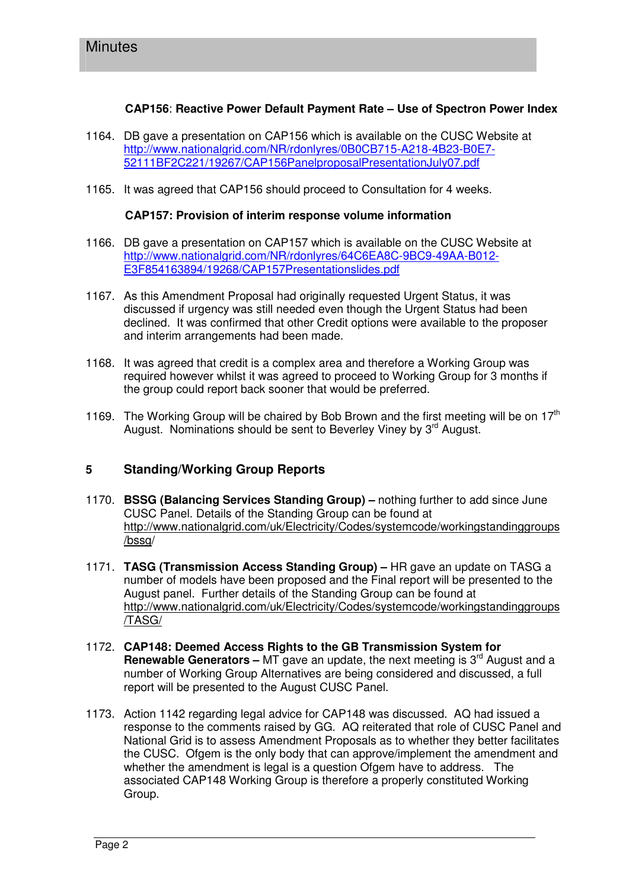**CAP156**: **Reactive Power Default Payment Rate – Use of Spectron Power Index**

1164. DB gave a presentation on CAP156 which is available on the CUSC Website at http://www.nationalgrid.com/NR/rdonlyres/0B0CB715-A218-4B23-B0E7-52111BF2C221/19267/CAP156PanelproposalPresentationJuly07.pdf

1165. It was agreed that CAP156 should proceed to Consultation for 4 weeks.

**CAP157: Provision of interim response volume information**

1166. DB gave a presentation on CAP157 which is available on the CUSC Website at http://www.nationalgrid.com/NR/rdonlyres/64C6EA8C-9BC9-49AA-B012-E3F854163894/19268/CAP157Presentationslides.pdf

1167. As this Amendment Proposal had originally requested Urgent Status, it was discussed if urgency was still needed even though the Urgent Status had been declined. It was confirmed that other Credit options were available to the proposer and interim arrangements had been made.

1168. It was agreed that credit is a complex area and therefore a Working Group was required however whilst it was agreed to proceed to Working Group for 3 months if the group could report back sooner that would be preferred.

1169. The Working Group will be chaired by Bob Brown and the first meeting will be on 17th August. Nominations should be sent to Beverley Viney by 3rd August.

## 5 Standing/Working Group Reports

1170. **BSSG (Balancing Services Standing Group) –** nothing further to add since June CUSC Panel. Details of the Standing Group can be found at http://www.nationalgrid.com/uk/Electricity/Codes/systemcode/workingstandinggroups/bssg/

1171. **TASG (Transmission Access Standing Group) –** HR gave an update on TASG a number of models have been proposed and the Final report will be presented to the August panel. Further details of the Standing Group can be found at http://www.nationalgrid.com/uk/Electricity/Codes/systemcode/workingstandinggroups/TASG/

1172. **CAP148: Deemed Access Rights to the GB Transmission System for Renewable Generators –** MT gave an update, the next meeting is 3rd August and a number of Working Group Alternatives are being considered and discussed, a full report will be presented to the August CUSC Panel.

1173. Action 1142 regarding legal advice for CAP148 was discussed. AQ had issued a response to the comments raised by GG. AQ reiterated that role of CUSC Panel and National Grid is to assess Amendment Proposals as to whether they better facilitates the CUSC. Ofgem is the only body that can approve/implement the amendment and whether the amendment is legal is a question Ofgem have to address. The associated CAP148 Working Group is therefore a properly constituted Working Group.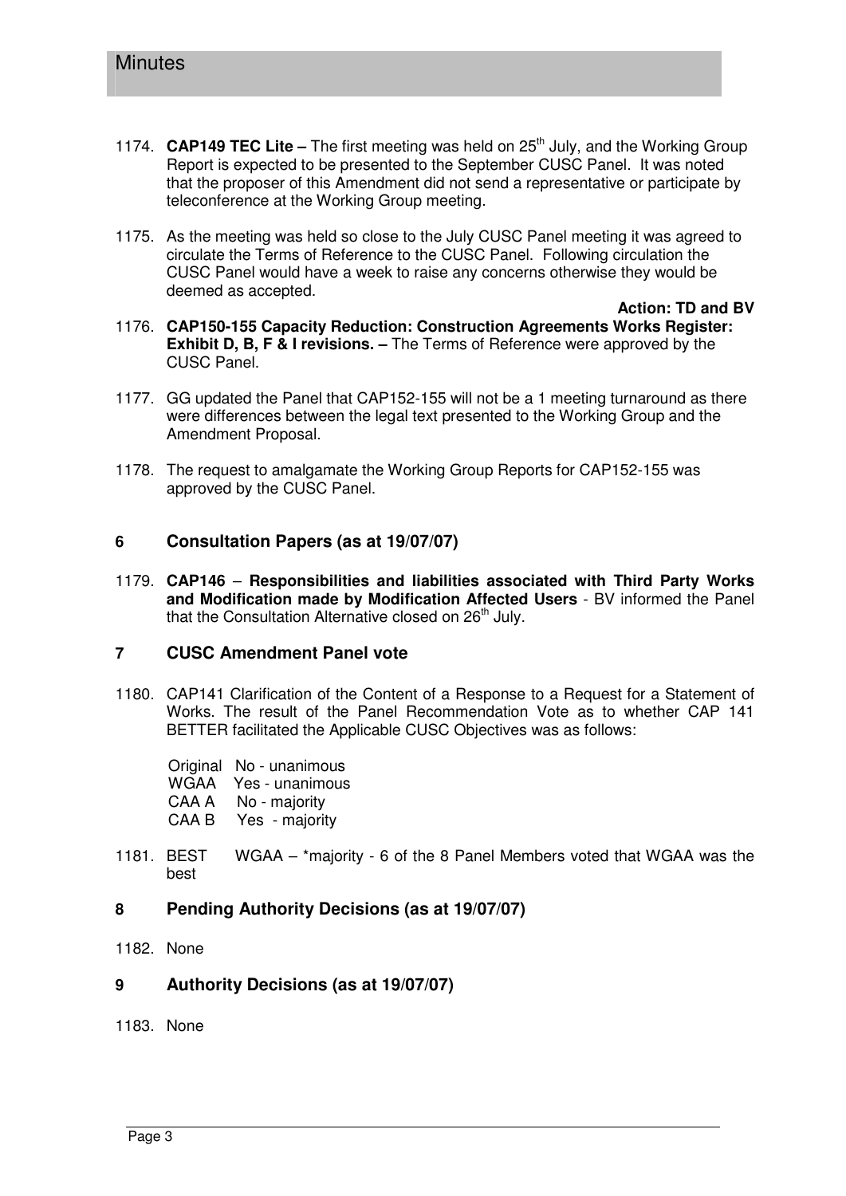1174. **CAP149 TEC Lite –** The first meeting was held on 25th July, and the Working Group Report is expected to be presented to the September CUSC Panel. It was noted that the proposer of this Amendment did not send a representative or participate by teleconference at the Working Group meeting.

1175. As the meeting was held so close to the July CUSC Panel meeting it was agreed to circulate the Terms of Reference to the CUSC Panel. Following circulation the CUSC Panel would have a week to raise any concerns otherwise they would be deemed as accepted.

**Action: TD and BV**

1176. **CAP150-155 Capacity Reduction: Construction Agreements Works Register: Exhibit D, B, F & I revisions. –** The Terms of Reference were approved by the CUSC Panel.

1177. GG updated the Panel that CAP152-155 will not be a 1 meeting turnaround as there were differences between the legal text presented to the Working Group and the Amendment Proposal.

1178. The request to amalgamate the Working Group Reports for CAP152-155 was approved by the CUSC Panel.

## 6 Consultation Papers (as at 19/07/07)

1179. **CAP146 – Responsibilities and liabilities associated with Third Party Works and Modification made by Modification Affected Users** - BV informed the Panel that the Consultation Alternative closed on 26th July.

## 7 CUSC Amendment Panel vote

1180. CAP141 Clarification of the Content of a Response to a Request for a Statement of Works. The result of the Panel Recommendation Vote as to whether CAP 141 BETTER facilitated the Applicable CUSC Objectives was as follows:

Original No - unanimous
WGAA Yes - unanimous
CAA A No - majority
CAA B Yes - majority

1181. BEST WGAA – *majority - 6 of the 8 Panel Members voted that WGAA was the best

## 8 Pending Authority Decisions (as at 19/07/07)

1182. None

## 9 Authority Decisions (as at 19/07/07)

1183. None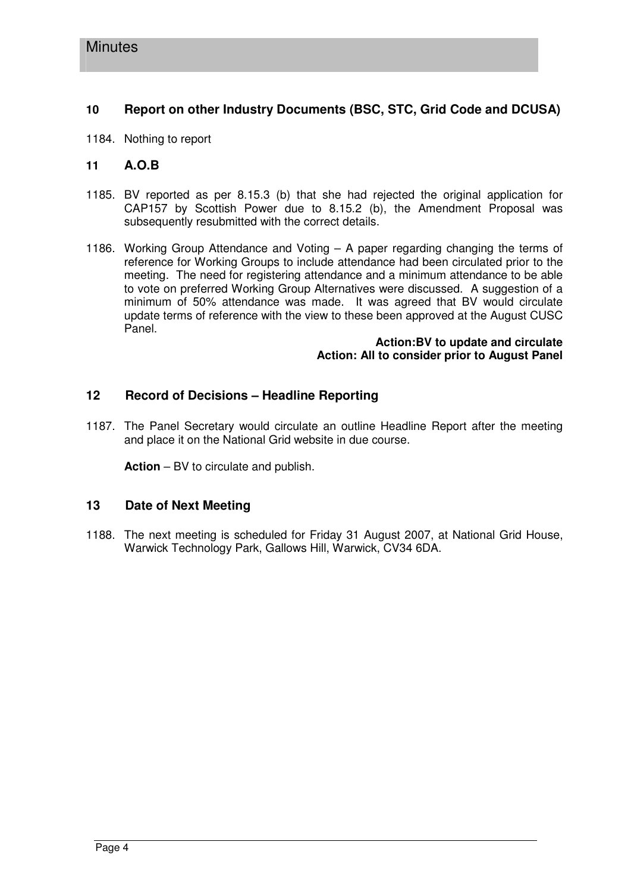## 10 Report on other Industry Documents (BSC, STC, Grid Code and DCUSA)

1184. Nothing to report

## 11 A.O.B

1185. BV reported as per 8.15.3 (b) that she had rejected the original application for CAP157 by Scottish Power due to 8.15.2 (b), the Amendment Proposal was subsequently resubmitted with the correct details.

1186. Working Group Attendance and Voting – A paper regarding changing the terms of reference for Working Groups to include attendance had been circulated prior to the meeting. The need for registering attendance and a minimum attendance to be able to vote on preferred Working Group Alternatives were discussed. A suggestion of a minimum of 50% attendance was made. It was agreed that BV would circulate update terms of reference with the view to these been approved at the August CUSC Panel.

**Action:BV to update and circulate**
**Action: All to consider prior to August Panel**

## 12 Record of Decisions – Headline Reporting

1187. The Panel Secretary would circulate an outline Headline Report after the meeting and place it on the National Grid website in due course.

**Action** – BV to circulate and publish.

## 13 Date of Next Meeting

1188. The next meeting is scheduled for Friday 31 August 2007, at National Grid House, Warwick Technology Park, Gallows Hill, Warwick, CV34 6DA.